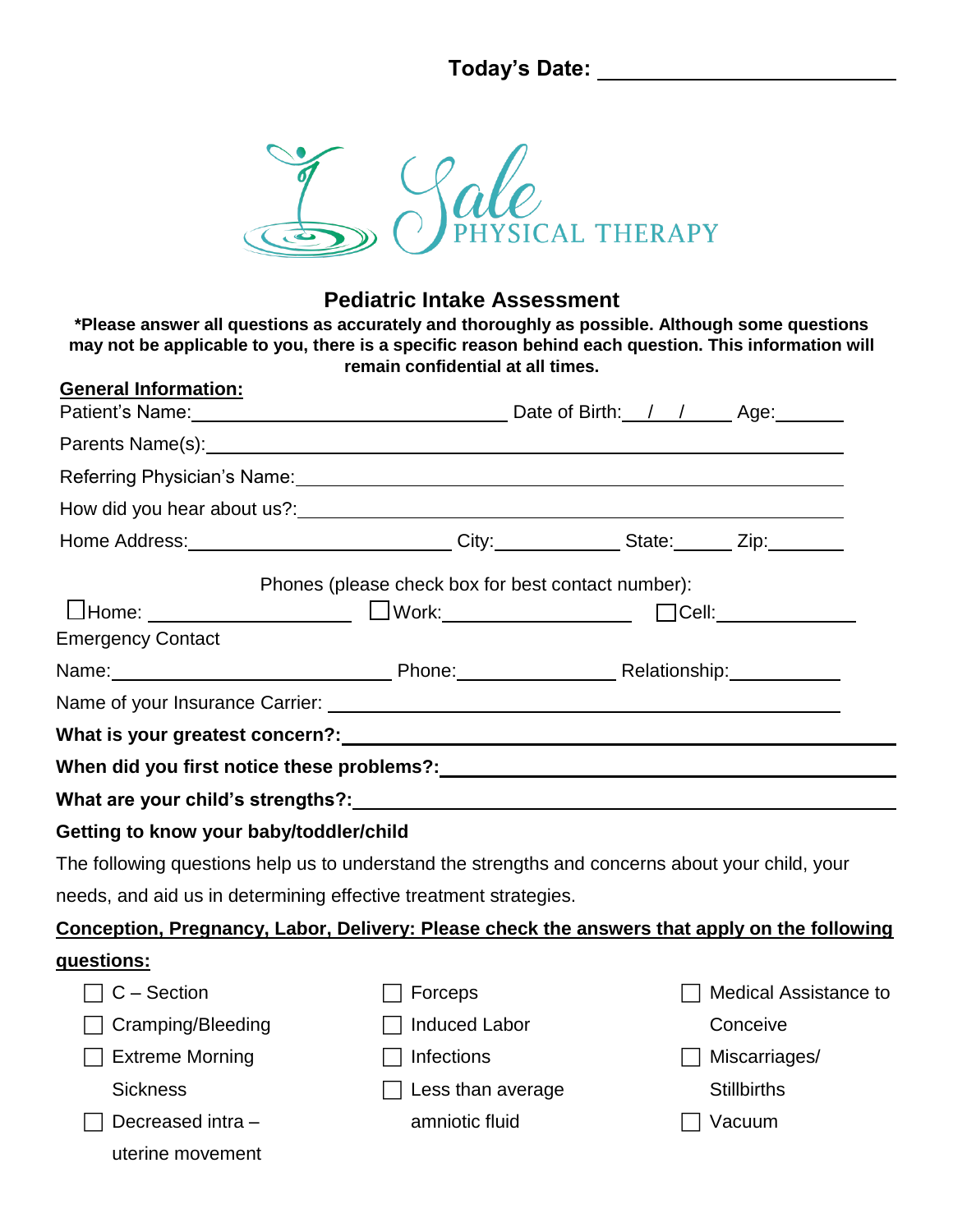**Today's Date:** ______________________

Sale PHYSICAL THERAPY

## Pediatric Intake Assessment

**\*Please answer all questions as accurately and thoroughly as possible. Although some questions may not be applicable to you, there is a specific reason behind each question. This information will remain confidential at all times.**

**General Information:**

Patient's Name: ______________________ Date of Birth: ___/___/___ Age: ______

Parents Name(s): ______________________________________________

Referring Physician's Name: ______________________________________________

How did you hear about us?: ______________________________________________

Home Address: ______________________ City: __________ State: ______ Zip: ________

Phones (please check box for best contact number):

☐ Home: ________________ ☐ Work: ________________ ☐ Cell: ________________

Emergency Contact

Name: ______________________ Phone: ______________ Relationship: ____________

Name of your Insurance Carrier: ______________________________________________

**What is your greatest concern?:** ______________________________________________

**When did you first notice these problems?:** ______________________________________________

**What are your child's strengths?:** ______________________________________________

**Getting to know your baby/toddler/child**

The following questions help us to understand the strengths and concerns about your child, your needs, and aid us in determining effective treatment strategies.

**Conception, Pregnancy, Labor, Delivery: Please check the answers that apply on the following questions:**

- ☐ C – Section
- ☐ Cramping/Bleeding
- ☐ Extreme Morning Sickness
- ☐ Decreased intra – uterine movement
- ☐ Forceps
- ☐ Induced Labor
- ☐ Infections
- ☐ Less than average amniotic fluid
- ☐ Medical Assistance to Conceive
- ☐ Miscarriages/ Stillbirths
- ☐ Vacuum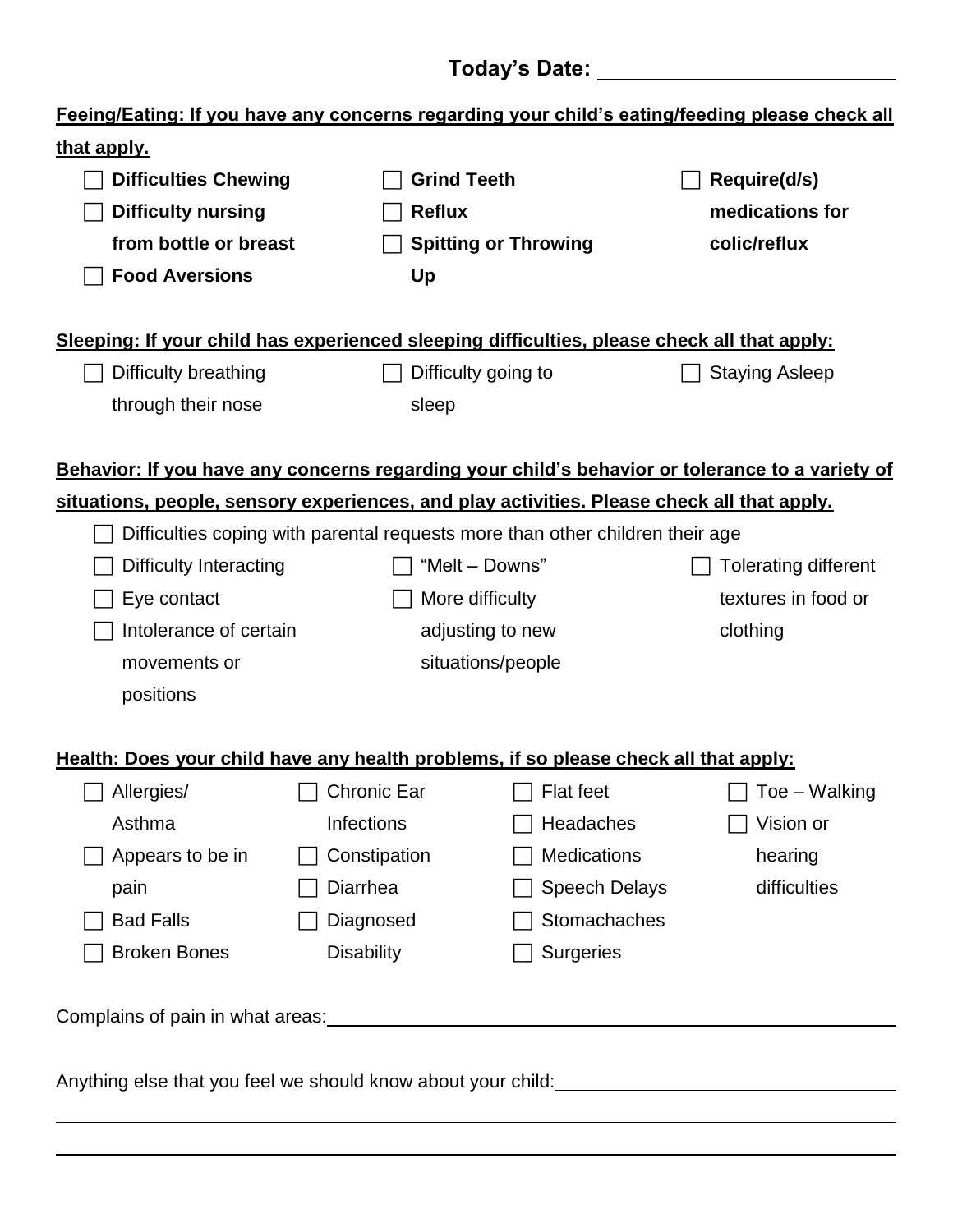**Today's Date:** ____________________

**Feeing/Eating: If you have any concerns regarding your child's eating/feeding please check all that apply.**

- ☐ **Difficulties Chewing**
- ☐ **Difficulty nursing from bottle or breast**
- ☐ **Food Aversions**
- ☐ **Grind Teeth**
- ☐ **Reflux**
- ☐ **Spitting or Throwing Up**
- ☐ **Require(d/s) medications for colic/reflux**

**Sleeping: If your child has experienced sleeping difficulties, please check all that apply:**

- ☐ Difficulty breathing through their nose
- ☐ Difficulty going to sleep
- ☐ Staying Asleep

**Behavior: If you have any concerns regarding your child's behavior or tolerance to a variety of situations, people, sensory experiences, and play activities. Please check all that apply.**

- ☐ Difficulties coping with parental requests more than other children their age
- ☐ Difficulty Interacting
- ☐ Eye contact
- ☐ Intolerance of certain movements or positions
- ☐ "Melt – Downs"
- ☐ More difficulty adjusting to new situations/people
- ☐ Tolerating different textures in food or clothing

**Health: Does your child have any health problems, if so please check all that apply:**

- ☐ Allergies/ Asthma
- ☐ Appears to be in pain
- ☐ Bad Falls
- ☐ Broken Bones
- ☐ Chronic Ear Infections
- ☐ Constipation
- ☐ Diarrhea
- ☐ Diagnosed Disability
- ☐ Flat feet
- ☐ Headaches
- ☐ Medications
- ☐ Speech Delays
- ☐ Stomachaches
- ☐ Surgeries
- ☐ Toe – Walking
- ☐ Vision or hearing difficulties

Complains of pain in what areas: ____________________

Anything else that you feel we should know about your child: ____________________